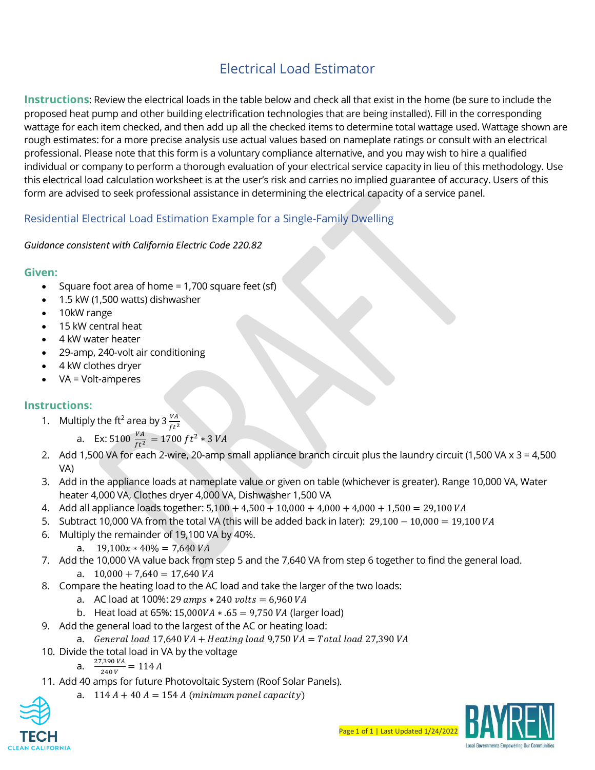# Electrical Load Estimator

**Instructions**: Review the electrical loads in the table below and check all that exist in the home (be sure to include the proposed heat pump and other building electrification technologies that are being installed). Fill in the corresponding wattage for each item checked, and then add up all the checked items to determine total wattage used. Wattage shown are rough estimates: for a more precise analysis use actual values based on nameplate ratings or consult with an electrical professional. Please note that this form is a voluntary compliance alternative, and you may wish to hire a qualified individual or company to perform a thorough evaluation of your electrical service capacity in lieu of this methodology. Use this electrical load calculation worksheet is at the user's risk and carries no implied guarantee of accuracy. Users of this form are advised to seek professional assistance in determining the electrical capacity of a service panel.

## Residential Electrical Load Estimation Example for a Single-Family Dwelling

*Guidance consistent with California Electric Code 220.82*

### Given:

- Square foot area of home = 1,700 square feet (sf)
- 1.5 kW (1,500 watts) dishwasher
- 10kW range
- 15 kW central heat
- 4 kW water heater
- 29-amp, 240-volt air conditioning
- 4 kW clothes dryer
- VA = Volt-amperes

### Instructions:

1. Multiply the ft[2] area by $3 \frac{VA}{ft^2}$
   a. Ex: $5100 \frac{VA}{ft^2} = 1700\, ft^2 * 3\, VA$
2. Add 1,500 VA for each 2-wire, 20-amp small appliance branch circuit plus the laundry circuit (1,500 VA x 3 = 4,500 VA)
3. Add in the appliance loads at nameplate value or given on table (whichever is greater). Range 10,000 VA, Water heater 4,000 VA, Clothes dryer 4,000 VA, Dishwasher 1,500 VA
4. Add all appliance loads together: $5{,}100 + 4{,}500 + 10{,}000 + 4{,}000 + 4{,}000 + 1{,}500 = 29{,}100\, VA$
5. Subtract 10,000 VA from the total VA (this will be added back in later): $29{,}100 - 10{,}000 = 19{,}100\, VA$
6. Multiply the remainder of 19,100 VA by 40%.
   a. $19{,}100x * 40\% = 7{,}640\, VA$
7. Add the 10,000 VA value back from step 5 and the 7,640 VA from step 6 together to find the general load.
   a. $10{,}000 + 7{,}640 = 17{,}640\, VA$
8. Compare the heating load to the AC load and take the larger of the two loads:
   a. AC load at 100%: $29\, amps * 240\, volts = 6{,}960\, VA$
   b. Heat load at 65%: $15{,}000 VA * .65 = 9{,}750\, VA$ (larger load)
9. Add the general load to the largest of the AC or heating load:
   a. $General\ load\ 17{,}640\, VA + Heating\ load\ 9{,}750\, VA = Total\ load\ 27{,}390\, VA$
10. Divide the total load in VA by the voltage
    a. $\frac{27{,}390\, VA}{240\, V} = 114\, A$
11. Add 40 amps for future Photovoltaic System (Roof Solar Panels).
    a. $114\, A + 40\, A = 154\, A\ (minimum\ panel\ capacity)$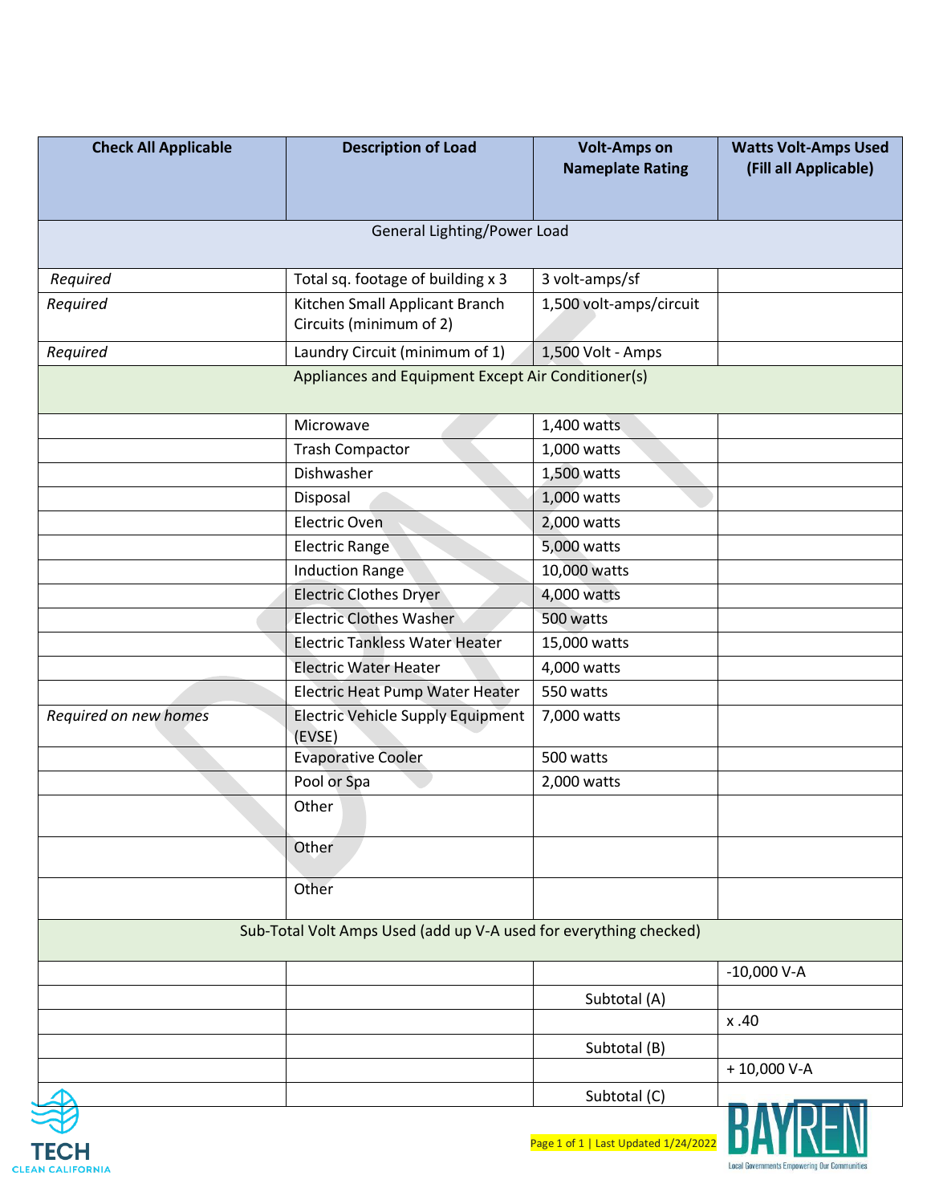| Check All Applicable | Description of Load | Volt-Amps on Nameplate Rating | Watts Volt-Amps Used (Fill all Applicable) |
|---|---|---|---|
| General Lighting/Power Load | | | |
| *Required* | Total sq. footage of building x 3 | 3 volt-amps/sf | |
| *Required* | Kitchen Small Applicant Branch Circuits (minimum of 2) | 1,500 volt-amps/circuit | |
| *Required* | Laundry Circuit (minimum of 1) | 1,500 Volt - Amps | |
| Appliances and Equipment Except Air Conditioner(s) | | | |
| | Microwave | 1,400 watts | |
| | Trash Compactor | 1,000 watts | |
| | Dishwasher | 1,500 watts | |
| | Disposal | 1,000 watts | |
| | Electric Oven | 2,000 watts | |
| | Electric Range | 5,000 watts | |
| | Induction Range | 10,000 watts | |
| | Electric Clothes Dryer | 4,000 watts | |
| | Electric Clothes Washer | 500 watts | |
| | Electric Tankless Water Heater | 15,000 watts | |
| | Electric Water Heater | 4,000 watts | |
| | Electric Heat Pump Water Heater | 550 watts | |
| *Required on new homes* | Electric Vehicle Supply Equipment (EVSE) | 7,000 watts | |
| | Evaporative Cooler | 500 watts | |
| | Pool or Spa | 2,000 watts | |
| | Other | | |
| | Other | | |
| | Other | | |
| Sub-Total Volt Amps Used (add up V-A used for everything checked) | | | |
| | | | -10,000 V-A |
| | | Subtotal (A) | |
| | | | x .40 |
| | | Subtotal (B) | |
| | | | + 10,000 V-A |
| | | Subtotal (C) | |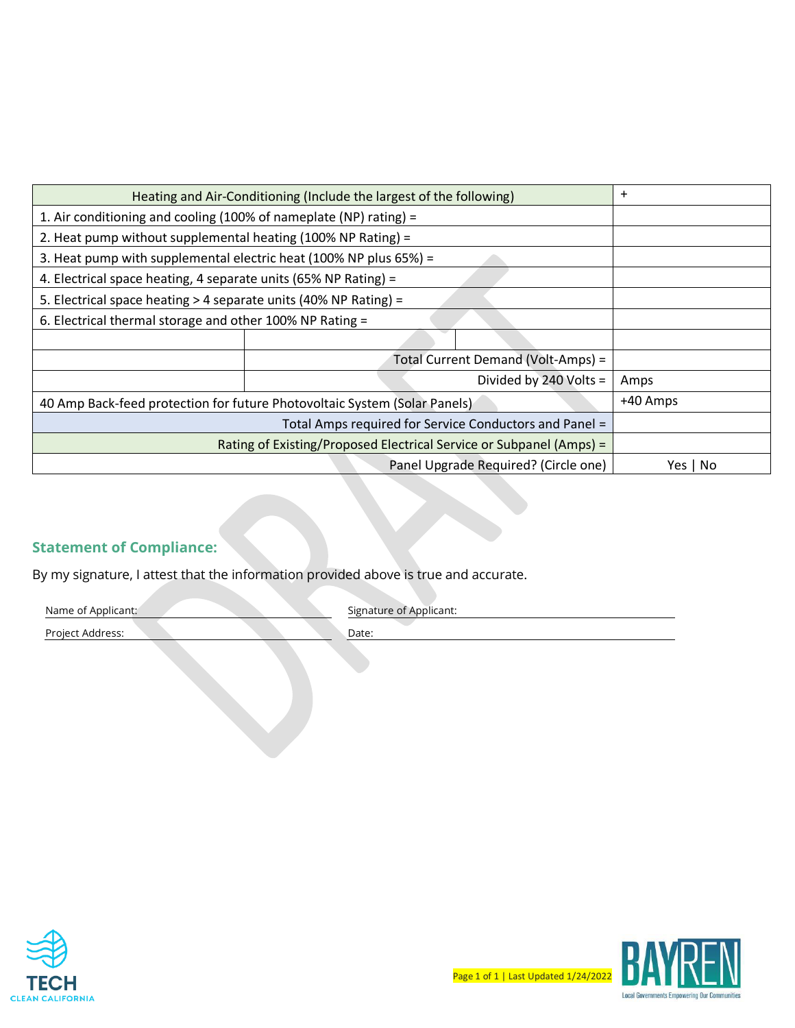| Heating and Air-Conditioning (Include the largest of the following) | | | + |
|---|---|---|---|
| 1. Air conditioning and cooling (100% of nameplate (NP) rating) = | | | |
| 2. Heat pump without supplemental heating (100% NP Rating) = | | | |
| 3. Heat pump with supplemental electric heat (100% NP plus 65%) = | | | |
| 4. Electrical space heating, 4 separate units (65% NP Rating) = | | | |
| 5. Electrical space heating > 4 separate units (40% NP Rating) = | | | |
| 6. Electrical thermal storage and other 100% NP Rating = | | | |
| | | | |
| | Total Current Demand (Volt-Amps) = | | |
| | Divided by 240 Volts = | | Amps |
| 40 Amp Back-feed protection for future Photovoltaic System (Solar Panels) | | | +40 Amps |
| Total Amps required for Service Conductors and Panel = | | | |
| Rating of Existing/Proposed Electrical Service or Subpanel (Amps) = | | | |
| Panel Upgrade Required? (Circle one) | | | Yes \| No |

DRAFT

## Statement of Compliance:

By my signature, I attest that the information provided above is true and accurate.

Name of Applicant: ____________________ Signature of Applicant: ____________________

Project Address: ____________________ Date: ____________________

TECH CLEAN CALIFORNIA

BAYREN Local Governments Empowering Our Communities

Last Updated 1/24/2022